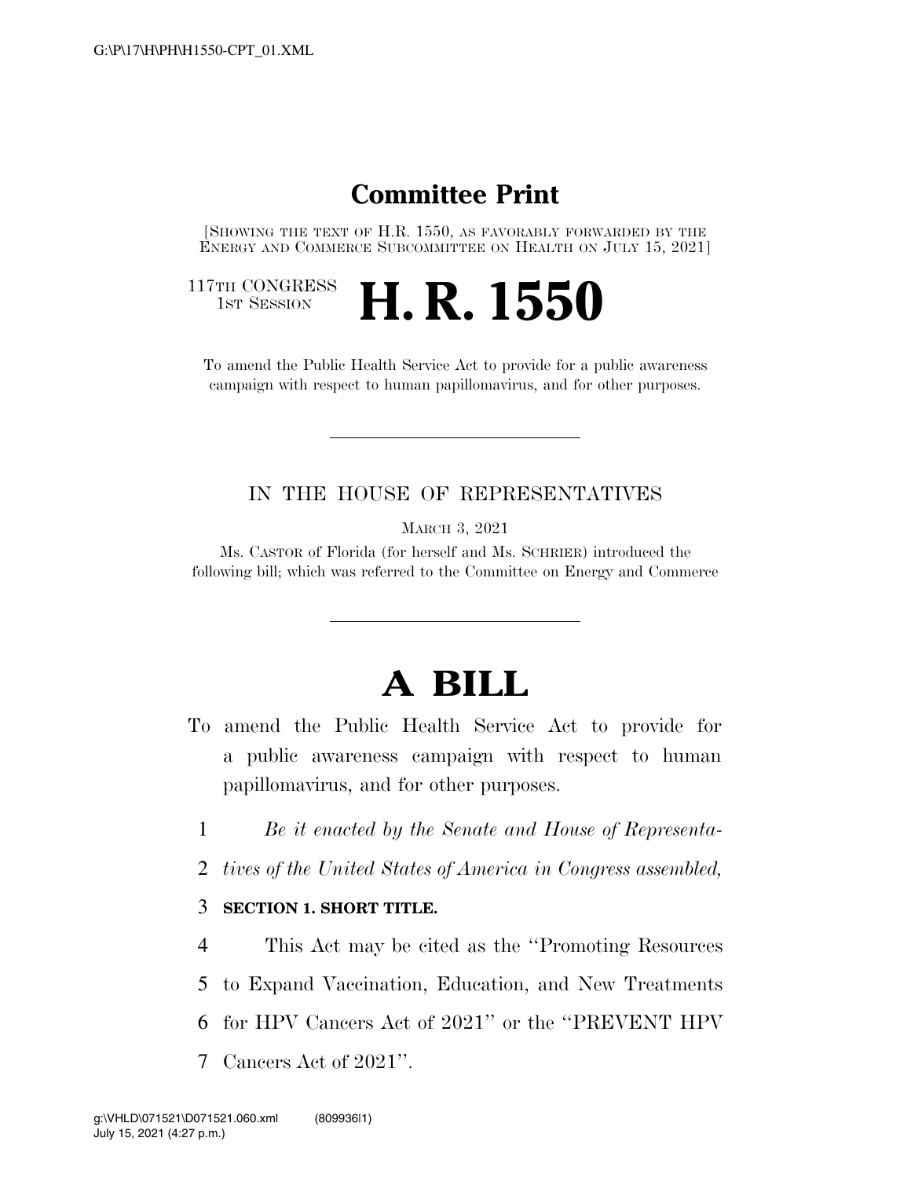# Committee Print

[SHOWING THE TEXT OF H.R. 1550, AS FAVORABLY FORWARDED BY THE ENERGY AND COMMERCE SUBCOMMITTEE ON HEALTH ON JULY 15, 2021]

117TH CONGRESS
1ST SESSION

# H. R. 1550

To amend the Public Health Service Act to provide for a public awareness campaign with respect to human papillomavirus, and for other purposes.

---

IN THE HOUSE OF REPRESENTATIVES

MARCH 3, 2021

Ms. CASTOR of Florida (for herself and Ms. SCHRIER) introduced the following bill; which was referred to the Committee on Energy and Commerce

---

# A BILL

To amend the Public Health Service Act to provide for a public awareness campaign with respect to human papillomavirus, and for other purposes.

1 *Be it enacted by the Senate and House of Representa-*
2 *tives of the United States of America in Congress assembled,*

3 **SECTION 1. SHORT TITLE.**

4 This Act may be cited as the "Promoting Resources
5 to Expand Vaccination, Education, and New Treatments
6 for HPV Cancers Act of 2021" or the "PREVENT HPV
7 Cancers Act of 2021".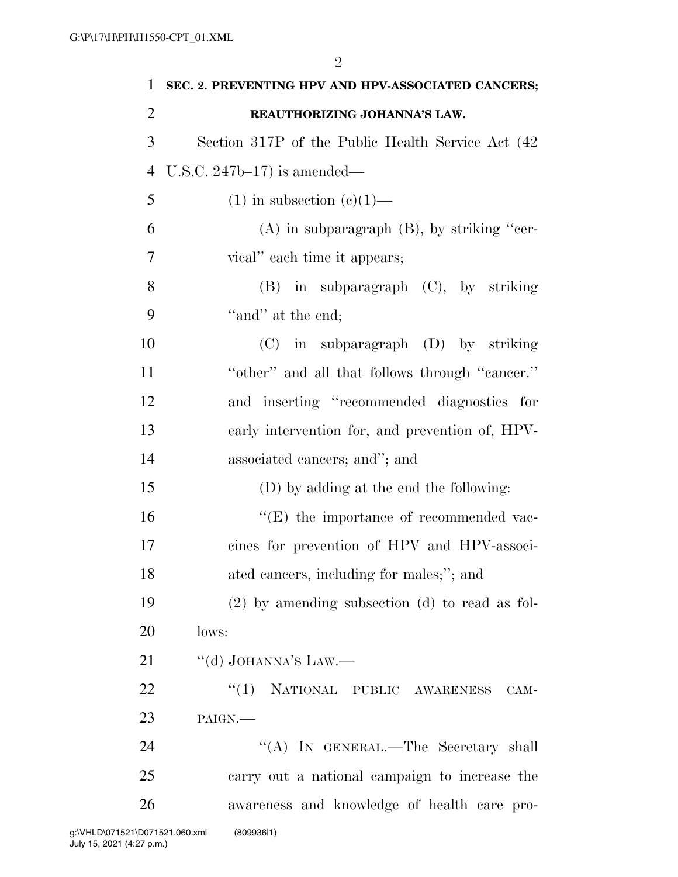**SEC. 2. PREVENTING HPV AND HPV-ASSOCIATED CANCERS; REAUTHORIZING JOHANNA'S LAW.**

Section 317P of the Public Health Service Act (42 U.S.C. 247b–17) is amended—

(1) in subsection (c)(1)—

(A) in subparagraph (B), by striking ''cervical'' each time it appears;

(B) in subparagraph (C), by striking ''and'' at the end;

(C) in subparagraph (D) by striking ''other'' and all that follows through ''cancer.'' and inserting ''recommended diagnostics for early intervention for, and prevention of, HPV-associated cancers; and''; and

(D) by adding at the end the following:

''(E) the importance of recommended vaccines for prevention of HPV and HPV-associated cancers, including for males;''; and

(2) by amending subsection (d) to read as follows:

''(d) JOHANNA'S LAW.—

''(1) NATIONAL PUBLIC AWARENESS CAMPAIGN.—

''(A) IN GENERAL.—The Secretary shall carry out a national campaign to increase the awareness and knowledge of health care pro-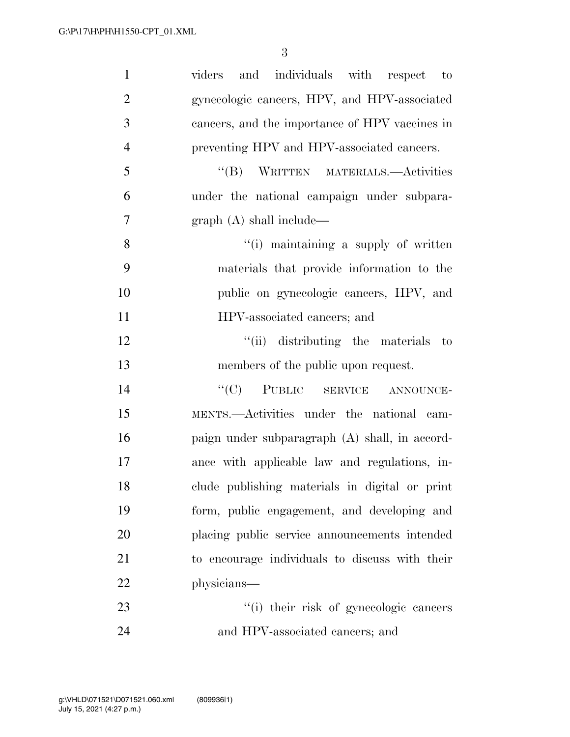viders and individuals with respect to gynecologic cancers, HPV, and HPV-associated cancers, and the importance of HPV vaccines in preventing HPV and HPV-associated cancers.

"(B) WRITTEN MATERIALS.—Activities under the national campaign under subparagraph (A) shall include—

"(i) maintaining a supply of written materials that provide information to the public on gynecologic cancers, HPV, and HPV-associated cancers; and

"(ii) distributing the materials to members of the public upon request.

"(C) PUBLIC SERVICE ANNOUNCEMENTS.—Activities under the national campaign under subparagraph (A) shall, in accordance with applicable law and regulations, include publishing materials in digital or print form, public engagement, and developing and placing public service announcements intended to encourage individuals to discuss with their physicians—

"(i) their risk of gynecologic cancers and HPV-associated cancers; and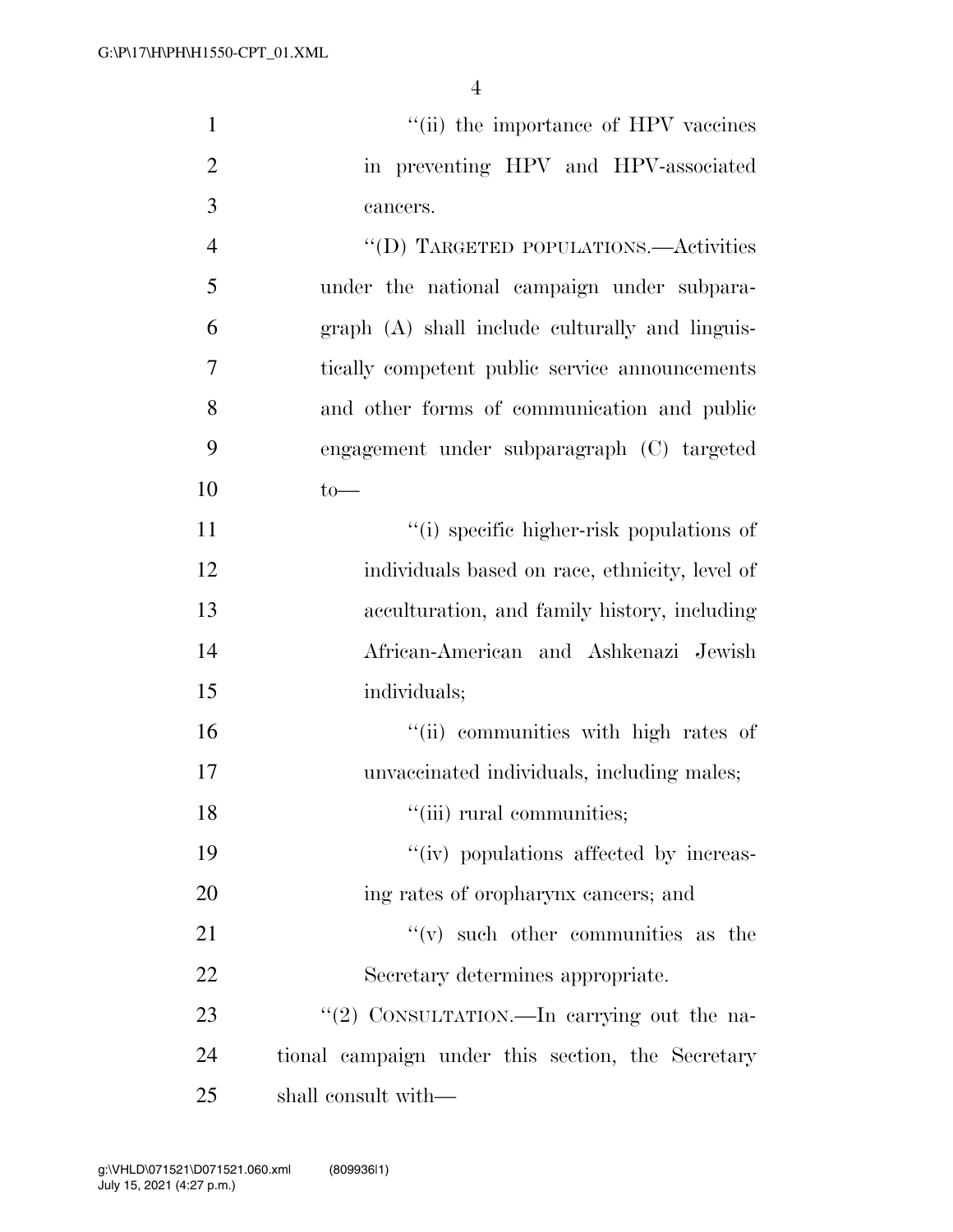''(ii) the importance of HPV vaccines in preventing HPV and HPV-associated cancers.

''(D) TARGETED POPULATIONS.—Activities under the national campaign under subparagraph (A) shall include culturally and linguistically competent public service announcements and other forms of communication and public engagement under subparagraph (C) targeted to—

''(i) specific higher-risk populations of individuals based on race, ethnicity, level of acculturation, and family history, including African-American and Ashkenazi Jewish individuals;

''(ii) communities with high rates of unvaccinated individuals, including males;

''(iii) rural communities;

''(iv) populations affected by increasing rates of oropharynx cancers; and

''(v) such other communities as the Secretary determines appropriate.

''(2) CONSULTATION.—In carrying out the national campaign under this section, the Secretary shall consult with—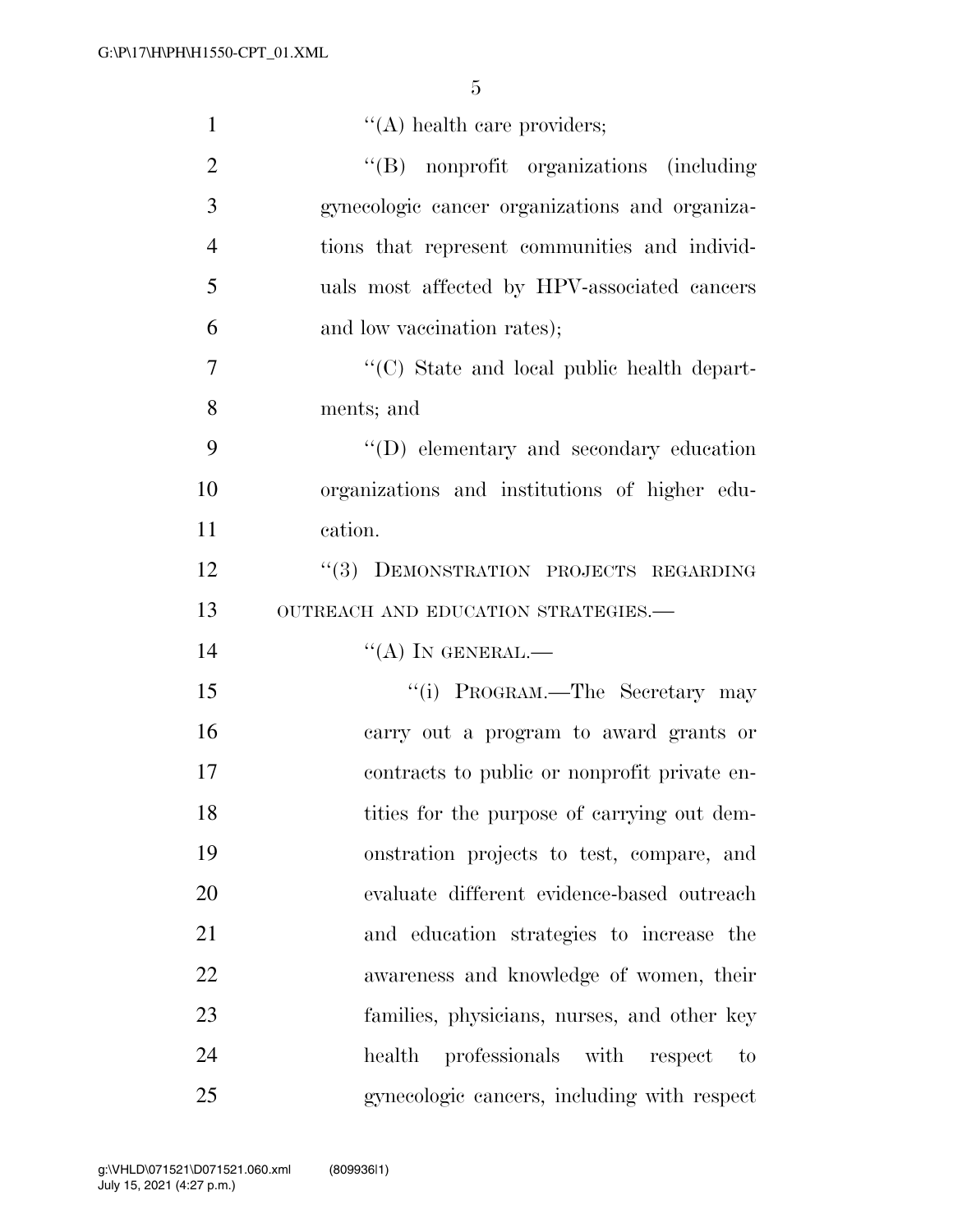"(A) health care providers;

"(B) nonprofit organizations (including gynecologic cancer organizations and organizations that represent communities and individuals most affected by HPV-associated cancers and low vaccination rates);

"(C) State and local public health departments; and

"(D) elementary and secondary education organizations and institutions of higher education.

"(3) DEMONSTRATION PROJECTS REGARDING OUTREACH AND EDUCATION STRATEGIES.—

"(A) IN GENERAL.—

"(i) PROGRAM.—The Secretary may carry out a program to award grants or contracts to public or nonprofit private entities for the purpose of carrying out demonstration projects to test, compare, and evaluate different evidence-based outreach and education strategies to increase the awareness and knowledge of women, their families, physicians, nurses, and other key health professionals with respect to gynecologic cancers, including with respect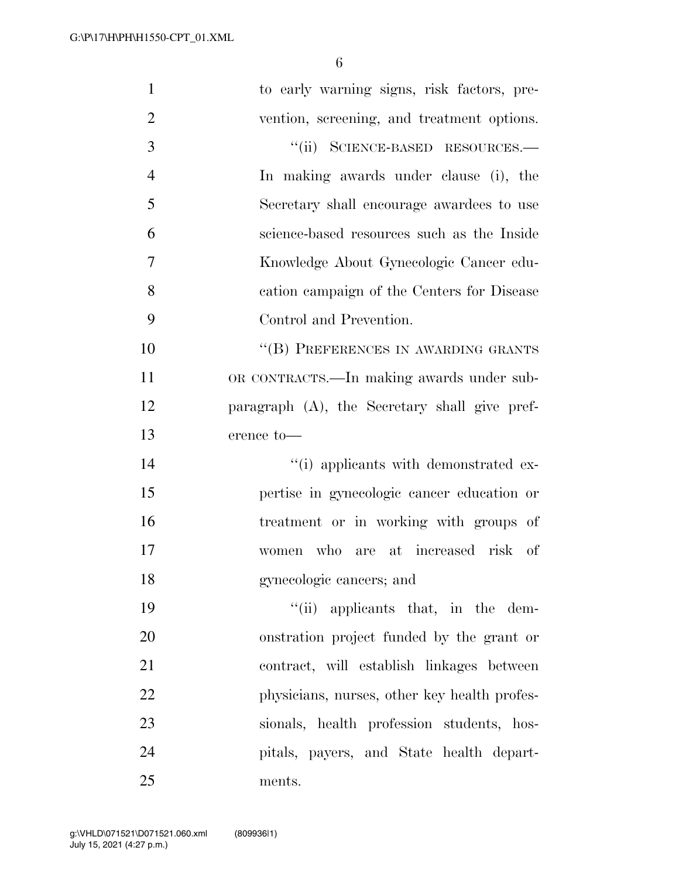to early warning signs, risk factors, prevention, screening, and treatment options.

''(ii) SCIENCE-BASED RESOURCES.—In making awards under clause (i), the Secretary shall encourage awardees to use science-based resources such as the Inside Knowledge About Gynecologic Cancer education campaign of the Centers for Disease Control and Prevention.

''(B) PREFERENCES IN AWARDING GRANTS OR CONTRACTS.—In making awards under subparagraph (A), the Secretary shall give preference to—

''(i) applicants with demonstrated expertise in gynecologic cancer education or treatment or in working with groups of women who are at increased risk of gynecologic cancers; and

''(ii) applicants that, in the demonstration project funded by the grant or contract, will establish linkages between physicians, nurses, other key health professionals, health profession students, hospitals, payers, and State health departments.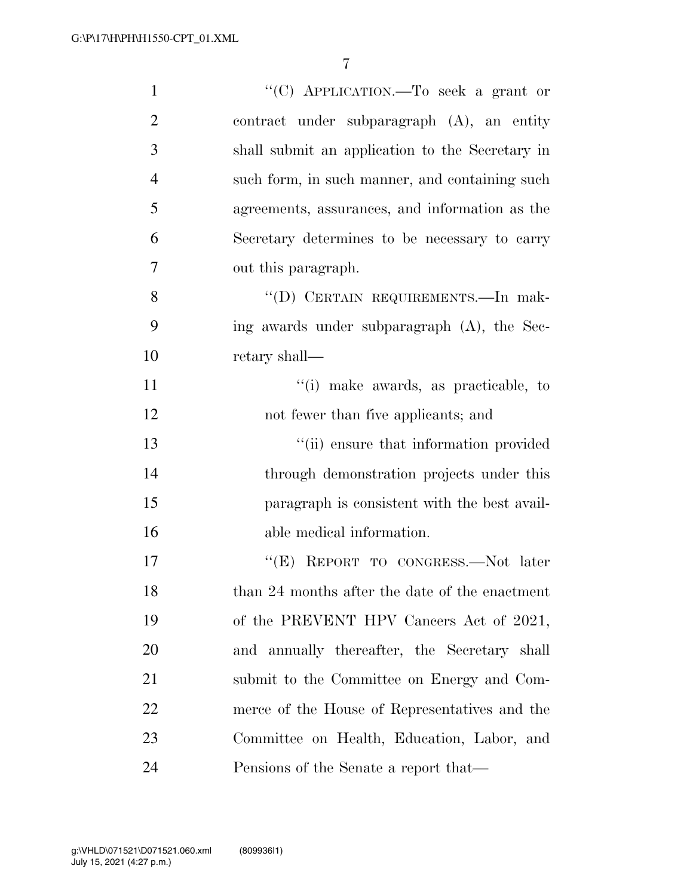"(C) APPLICATION.—To seek a grant or contract under subparagraph (A), an entity shall submit an application to the Secretary in such form, in such manner, and containing such agreements, assurances, and information as the Secretary determines to be necessary to carry out this paragraph.

"(D) CERTAIN REQUIREMENTS.—In making awards under subparagraph (A), the Secretary shall—

"(i) make awards, as practicable, to not fewer than five applicants; and

"(ii) ensure that information provided through demonstration projects under this paragraph is consistent with the best available medical information.

"(E) REPORT TO CONGRESS.—Not later than 24 months after the date of the enactment of the PREVENT HPV Cancers Act of 2021, and annually thereafter, the Secretary shall submit to the Committee on Energy and Commerce of the House of Representatives and the Committee on Health, Education, Labor, and Pensions of the Senate a report that—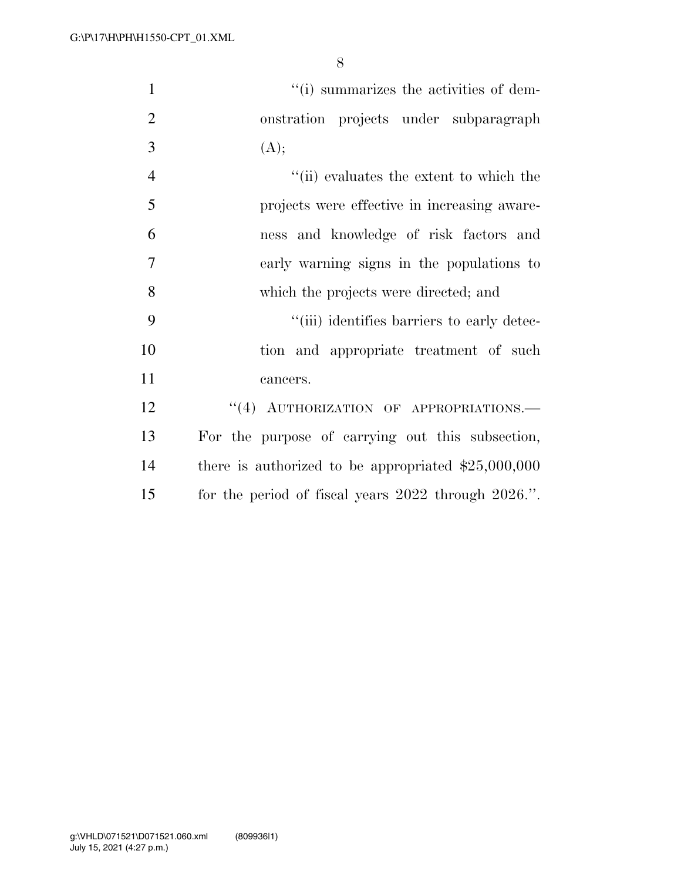''(i) summarizes the activities of demonstration projects under subparagraph (A);

''(ii) evaluates the extent to which the projects were effective in increasing awareness and knowledge of risk factors and early warning signs in the populations to which the projects were directed; and

''(iii) identifies barriers to early detection and appropriate treatment of such cancers.

''(4) AUTHORIZATION OF APPROPRIATIONS.— For the purpose of carrying out this subsection, there is authorized to be appropriated $25,000,000 for the period of fiscal years 2022 through 2026.''.